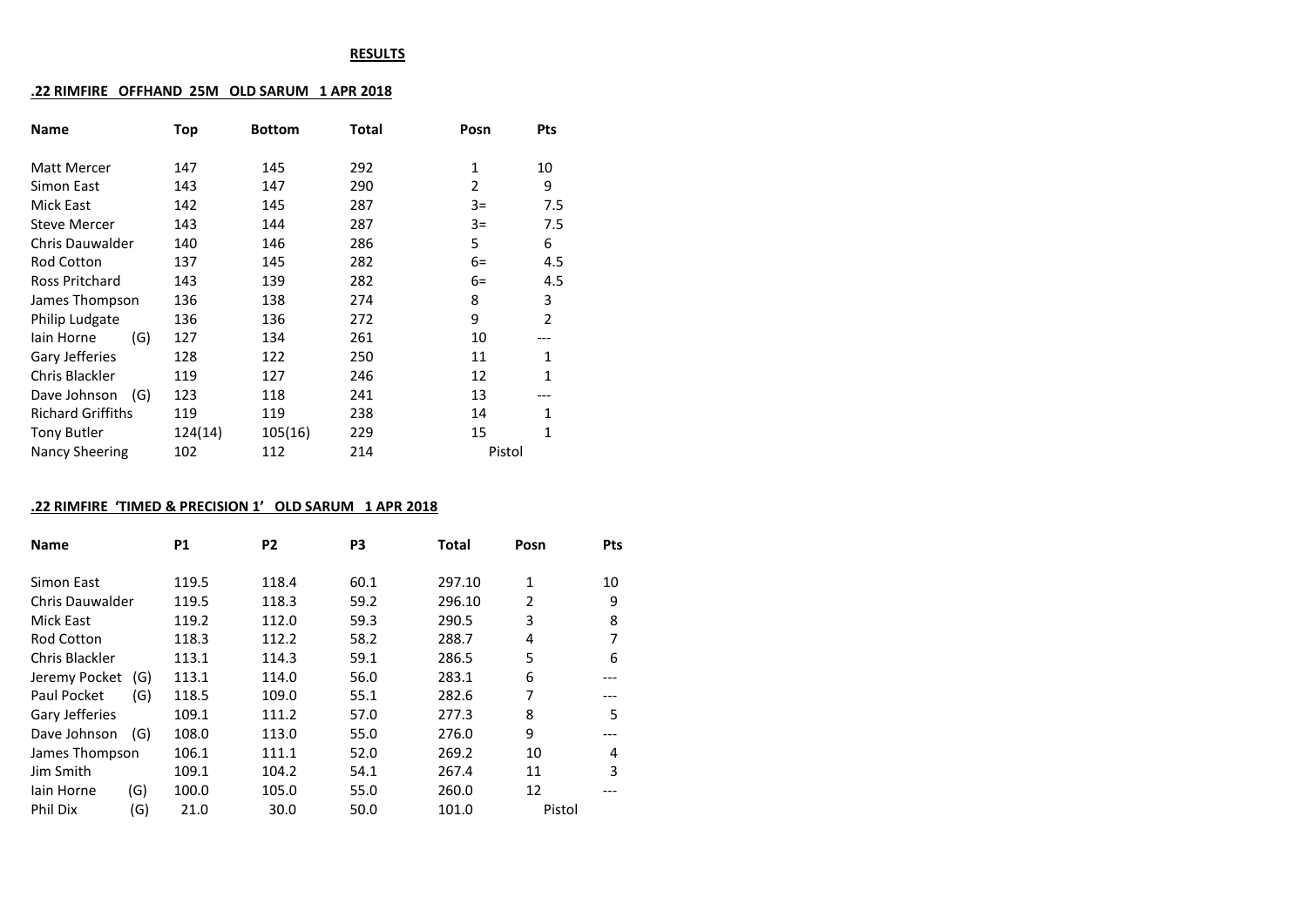**RESULTS**

**.22 RIMFIRE OFFHAND 25M OLD SARUM 1 APR 2018**

| Name | Top | Bottom | Total | Posn | Pts |
|---|---|---|---|---|---|
| Matt Mercer | 147 | 145 | 292 | 1 | 10 |
| Simon East | 143 | 147 | 290 | 2 | 9 |
| Mick East | 142 | 145 | 287 | 3= | 7.5 |
| Steve Mercer | 143 | 144 | 287 | 3= | 7.5 |
| Chris Dauwalder | 140 | 146 | 286 | 5 | 6 |
| Rod Cotton | 137 | 145 | 282 | 6= | 4.5 |
| Ross Pritchard | 143 | 139 | 282 | 6= | 4.5 |
| James Thompson | 136 | 138 | 274 | 8 | 3 |
| Philip Ludgate | 136 | 136 | 272 | 9 | 2 |
| Iain Horne (G) | 127 | 134 | 261 | 10 | --- |
| Gary Jefferies | 128 | 122 | 250 | 11 | 1 |
| Chris Blackler | 119 | 127 | 246 | 12 | 1 |
| Dave Johnson (G) | 123 | 118 | 241 | 13 | --- |
| Richard Griffiths | 119 | 119 | 238 | 14 | 1 |
| Tony Butler | 124(14) | 105(16) | 229 | 15 | 1 |
| Nancy Sheering | 102 | 112 | 214 | Pistol | |

**.22 RIMFIRE 'TIMED & PRECISION 1' OLD SARUM 1 APR 2018**

| Name | P1 | P2 | P3 | Total | Posn | Pts |
|---|---|---|---|---|---|---|
| Simon East | 119.5 | 118.4 | 60.1 | 297.10 | 1 | 10 |
| Chris Dauwalder | 119.5 | 118.3 | 59.2 | 296.10 | 2 | 9 |
| Mick East | 119.2 | 112.0 | 59.3 | 290.5 | 3 | 8 |
| Rod Cotton | 118.3 | 112.2 | 58.2 | 288.7 | 4 | 7 |
| Chris Blackler | 113.1 | 114.3 | 59.1 | 286.5 | 5 | 6 |
| Jeremy Pocket (G) | 113.1 | 114.0 | 56.0 | 283.1 | 6 | --- |
| Paul Pocket (G) | 118.5 | 109.0 | 55.1 | 282.6 | 7 | --- |
| Gary Jefferies | 109.1 | 111.2 | 57.0 | 277.3 | 8 | 5 |
| Dave Johnson (G) | 108.0 | 113.0 | 55.0 | 276.0 | 9 | --- |
| James Thompson | 106.1 | 111.1 | 52.0 | 269.2 | 10 | 4 |
| Jim Smith | 109.1 | 104.2 | 54.1 | 267.4 | 11 | 3 |
| Iain Horne (G) | 100.0 | 105.0 | 55.0 | 260.0 | 12 | --- |
| Phil Dix (G) | 21.0 | 30.0 | 50.0 | 101.0 | Pistol | |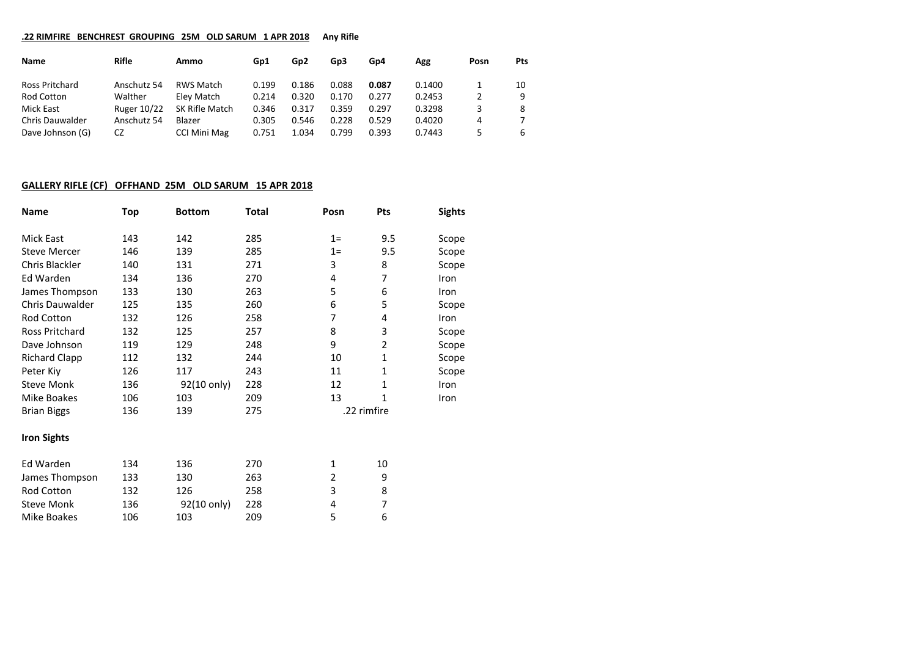**.22 RIMFIRE BENCHREST GROUPING 25M OLD SARUM 1 APR 2018** **Any Rifle**

| Name | Rifle | Ammo | Gp1 | Gp2 | Gp3 | Gp4 | Agg | Posn | Pts |
|---|---|---|---|---|---|---|---|---|---|
| Ross Pritchard | Anschutz 54 | RWS Match | 0.199 | 0.186 | 0.088 | **0.087** | 0.1400 | 1 | 10 |
| Rod Cotton | Walther | Eley Match | 0.214 | 0.320 | 0.170 | 0.277 | 0.2453 | 2 | 9 |
| Mick East | Ruger 10/22 | SK Rifle Match | 0.346 | 0.317 | 0.359 | 0.297 | 0.3298 | 3 | 8 |
| Chris Dauwalder | Anschutz 54 | Blazer | 0.305 | 0.546 | 0.228 | 0.529 | 0.4020 | 4 | 7 |
| Dave Johnson (G) | CZ | CCI Mini Mag | 0.751 | 1.034 | 0.799 | 0.393 | 0.7443 | 5 | 6 |

**GALLERY RIFLE (CF) OFFHAND 25M OLD SARUM 15 APR 2018**

| Name | Top | Bottom | Total | Posn | Pts | Sights |
|---|---|---|---|---|---|---|
| Mick East | 143 | 142 | 285 | 1= | 9.5 | Scope |
| Steve Mercer | 146 | 139 | 285 | 1= | 9.5 | Scope |
| Chris Blackler | 140 | 131 | 271 | 3 | 8 | Scope |
| Ed Warden | 134 | 136 | 270 | 4 | 7 | Iron |
| James Thompson | 133 | 130 | 263 | 5 | 6 | Iron |
| Chris Dauwalder | 125 | 135 | 260 | 6 | 5 | Scope |
| Rod Cotton | 132 | 126 | 258 | 7 | 4 | Iron |
| Ross Pritchard | 132 | 125 | 257 | 8 | 3 | Scope |
| Dave Johnson | 119 | 129 | 248 | 9 | 2 | Scope |
| Richard Clapp | 112 | 132 | 244 | 10 | 1 | Scope |
| Peter Kiy | 126 | 117 | 243 | 11 | 1 | Scope |
| Steve Monk | 136 | 92(10 only) | 228 | 12 | 1 | Iron |
| Mike Boakes | 106 | 103 | 209 | 13 | 1 | Iron |
| Brian Biggs | 136 | 139 | 275 | .22 rimfire | | |

**Iron Sights**

| Name | Top | Bottom | Total | Posn | Pts |
|---|---|---|---|---|---|
| Ed Warden | 134 | 136 | 270 | 1 | 10 |
| James Thompson | 133 | 130 | 263 | 2 | 9 |
| Rod Cotton | 132 | 126 | 258 | 3 | 8 |
| Steve Monk | 136 | 92(10 only) | 228 | 4 | 7 |
| Mike Boakes | 106 | 103 | 209 | 5 | 6 |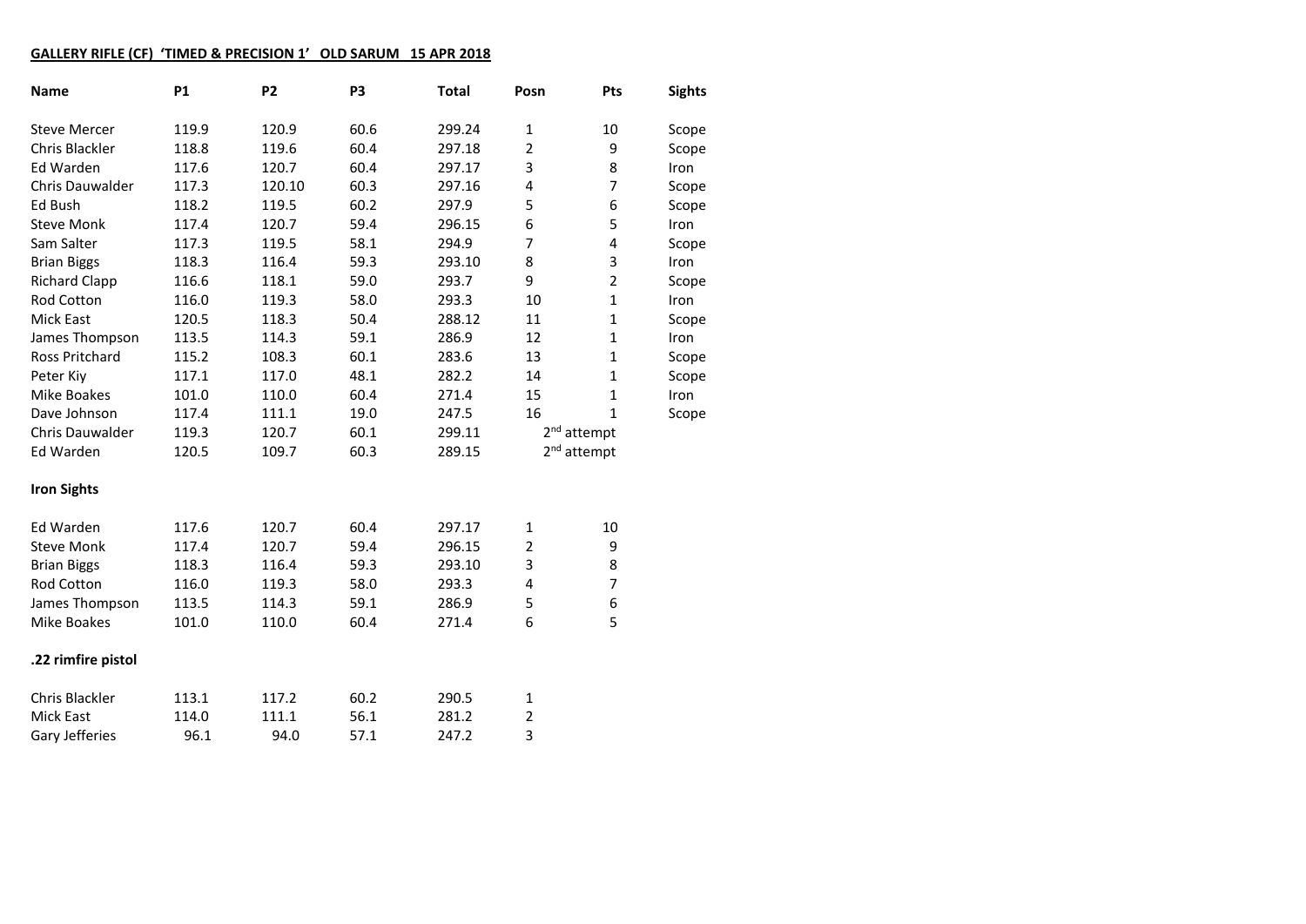**GALLERY RIFLE (CF) 'TIMED & PRECISION 1' OLD SARUM 15 APR 2018**

| Name | P1 | P2 | P3 | Total | Posn | Pts | Sights |
|---|---|---|---|---|---|---|---|
| Steve Mercer | 119.9 | 120.9 | 60.6 | 299.24 | 1 | 10 | Scope |
| Chris Blackler | 118.8 | 119.6 | 60.4 | 297.18 | 2 | 9 | Scope |
| Ed Warden | 117.6 | 120.7 | 60.4 | 297.17 | 3 | 8 | Iron |
| Chris Dauwalder | 117.3 | 120.10 | 60.3 | 297.16 | 4 | 7 | Scope |
| Ed Bush | 118.2 | 119.5 | 60.2 | 297.9 | 5 | 6 | Scope |
| Steve Monk | 117.4 | 120.7 | 59.4 | 296.15 | 6 | 5 | Iron |
| Sam Salter | 117.3 | 119.5 | 58.1 | 294.9 | 7 | 4 | Scope |
| Brian Biggs | 118.3 | 116.4 | 59.3 | 293.10 | 8 | 3 | Iron |
| Richard Clapp | 116.6 | 118.1 | 59.0 | 293.7 | 9 | 2 | Scope |
| Rod Cotton | 116.0 | 119.3 | 58.0 | 293.3 | 10 | 1 | Iron |
| Mick East | 120.5 | 118.3 | 50.4 | 288.12 | 11 | 1 | Scope |
| James Thompson | 113.5 | 114.3 | 59.1 | 286.9 | 12 | 1 | Iron |
| Ross Pritchard | 115.2 | 108.3 | 60.1 | 283.6 | 13 | 1 | Scope |
| Peter Kiy | 117.1 | 117.0 | 48.1 | 282.2 | 14 | 1 | Scope |
| Mike Boakes | 101.0 | 110.0 | 60.4 | 271.4 | 15 | 1 | Iron |
| Dave Johnson | 117.4 | 111.1 | 19.0 | 247.5 | 16 | 1 | Scope |
| Chris Dauwalder | 119.3 | 120.7 | 60.1 | 299.11 | 2nd attempt | | |
| Ed Warden | 120.5 | 109.7 | 60.3 | 289.15 | 2nd attempt | | |

**Iron Sights**

| Name | P1 | P2 | P3 | Total | Posn | Pts |
|---|---|---|---|---|---|---|
| Ed Warden | 117.6 | 120.7 | 60.4 | 297.17 | 1 | 10 |
| Steve Monk | 117.4 | 120.7 | 59.4 | 296.15 | 2 | 9 |
| Brian Biggs | 118.3 | 116.4 | 59.3 | 293.10 | 3 | 8 |
| Rod Cotton | 116.0 | 119.3 | 58.0 | 293.3 | 4 | 7 |
| James Thompson | 113.5 | 114.3 | 59.1 | 286.9 | 5 | 6 |
| Mike Boakes | 101.0 | 110.0 | 60.4 | 271.4 | 6 | 5 |

**.22 rimfire pistol**

| Name | P1 | P2 | P3 | Total | Posn |
|---|---|---|---|---|---|
| Chris Blackler | 113.1 | 117.2 | 60.2 | 290.5 | 1 |
| Mick East | 114.0 | 111.1 | 56.1 | 281.2 | 2 |
| Gary Jefferies | 96.1 | 94.0 | 57.1 | 247.2 | 3 |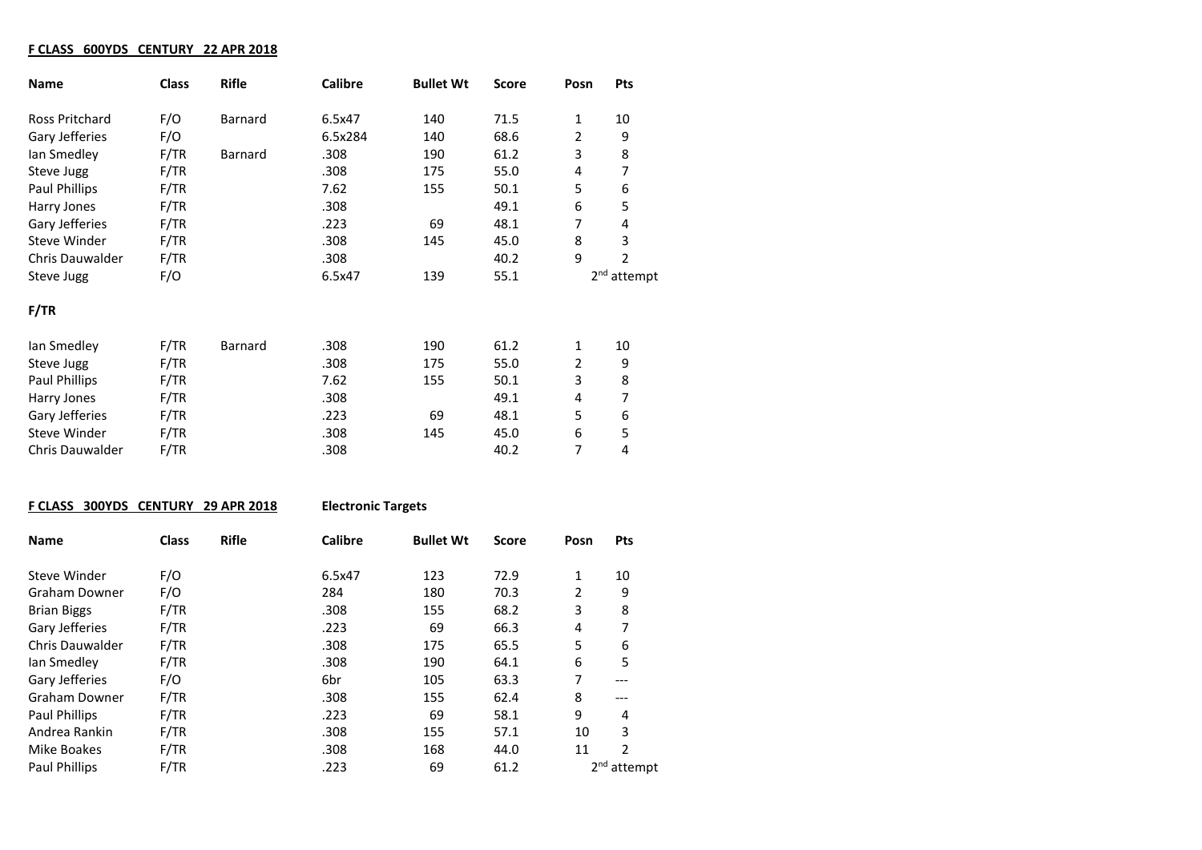**F CLASS 600YDS CENTURY 22 APR 2018**

| Name | Class | Rifle | Calibre | Bullet Wt | Score | Posn | Pts |
|---|---|---|---|---|---|---|---|
| Ross Pritchard | F/O | Barnard | 6.5x47 | 140 | 71.5 | 1 | 10 |
| Gary Jefferies | F/O | | 6.5x284 | 140 | 68.6 | 2 | 9 |
| Ian Smedley | F/TR | Barnard | .308 | 190 | 61.2 | 3 | 8 |
| Steve Jugg | F/TR | | .308 | 175 | 55.0 | 4 | 7 |
| Paul Phillips | F/TR | | 7.62 | 155 | 50.1 | 5 | 6 |
| Harry Jones | F/TR | | .308 | | 49.1 | 6 | 5 |
| Gary Jefferies | F/TR | | .223 | 69 | 48.1 | 7 | 4 |
| Steve Winder | F/TR | | .308 | 145 | 45.0 | 8 | 3 |
| Chris Dauwalder | F/TR | | .308 | | 40.2 | 9 | 2 |
| Steve Jugg | F/O | | 6.5x47 | 139 | 55.1 | 2nd attempt | |

**F/TR**

| Name | Class | Rifle | Calibre | Bullet Wt | Score | Posn | Pts |
|---|---|---|---|---|---|---|---|
| Ian Smedley | F/TR | Barnard | .308 | 190 | 61.2 | 1 | 10 |
| Steve Jugg | F/TR | | .308 | 175 | 55.0 | 2 | 9 |
| Paul Phillips | F/TR | | 7.62 | 155 | 50.1 | 3 | 8 |
| Harry Jones | F/TR | | .308 | | 49.1 | 4 | 7 |
| Gary Jefferies | F/TR | | .223 | 69 | 48.1 | 5 | 6 |
| Steve Winder | F/TR | | .308 | 145 | 45.0 | 6 | 5 |
| Chris Dauwalder | F/TR | | .308 | | 40.2 | 7 | 4 |

**F CLASS 300YDS CENTURY 29 APR 2018** **Electronic Targets**

| Name | Class | Rifle | Calibre | Bullet Wt | Score | Posn | Pts |
|---|---|---|---|---|---|---|---|
| Steve Winder | F/O | | 6.5x47 | 123 | 72.9 | 1 | 10 |
| Graham Downer | F/O | | 284 | 180 | 70.3 | 2 | 9 |
| Brian Biggs | F/TR | | .308 | 155 | 68.2 | 3 | 8 |
| Gary Jefferies | F/TR | | .223 | 69 | 66.3 | 4 | 7 |
| Chris Dauwalder | F/TR | | .308 | 175 | 65.5 | 5 | 6 |
| Ian Smedley | F/TR | | .308 | 190 | 64.1 | 6 | 5 |
| Gary Jefferies | F/O | | 6br | 105 | 63.3 | 7 | --- |
| Graham Downer | F/TR | | .308 | 155 | 62.4 | 8 | --- |
| Paul Phillips | F/TR | | .223 | 69 | 58.1 | 9 | 4 |
| Andrea Rankin | F/TR | | .308 | 155 | 57.1 | 10 | 3 |
| Mike Boakes | F/TR | | .308 | 168 | 44.0 | 11 | 2 |
| Paul Phillips | F/TR | | .223 | 69 | 61.2 | 2nd attempt | |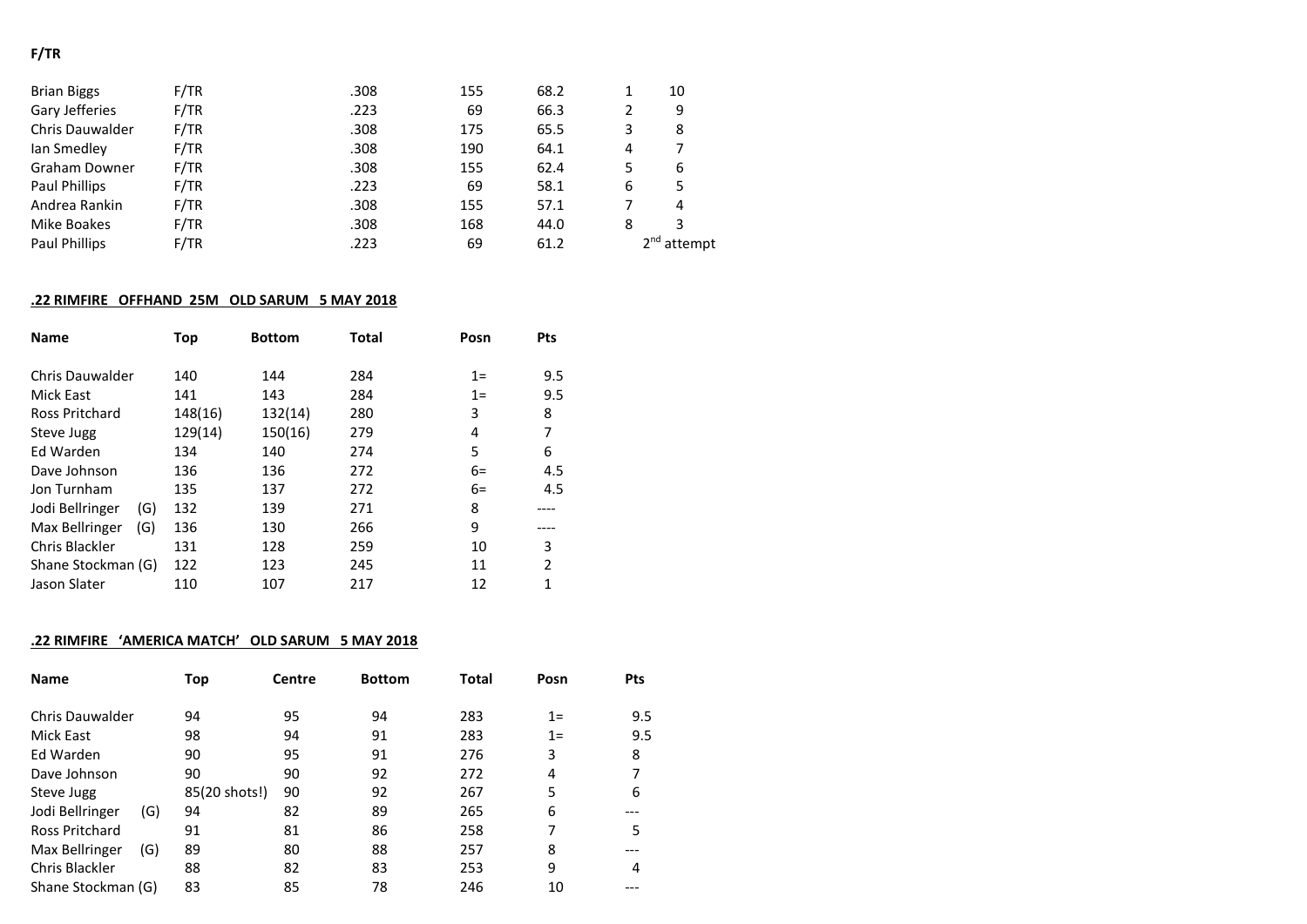**F/TR**

| | | | | | | |
|---|---|---|---|---|---|---|
| Brian Biggs | F/TR | .308 | 155 | 68.2 | 1 | 10 |
| Gary Jefferies | F/TR | .223 | 69 | 66.3 | 2 | 9 |
| Chris Dauwalder | F/TR | .308 | 175 | 65.5 | 3 | 8 |
| Ian Smedley | F/TR | .308 | 190 | 64.1 | 4 | 7 |
| Graham Downer | F/TR | .308 | 155 | 62.4 | 5 | 6 |
| Paul Phillips | F/TR | .223 | 69 | 58.1 | 6 | 5 |
| Andrea Rankin | F/TR | .308 | 155 | 57.1 | 7 | 4 |
| Mike Boakes | F/TR | .308 | 168 | 44.0 | 8 | 3 |
| Paul Phillips | F/TR | .223 | 69 | 61.2 | 2nd attempt | |

**.22 RIMFIRE OFFHAND 25M OLD SARUM 5 MAY 2018**

| Name | Top | Bottom | Total | Posn | Pts |
|---|---|---|---|---|---|
| Chris Dauwalder | 140 | 144 | 284 | 1= | 9.5 |
| Mick East | 141 | 143 | 284 | 1= | 9.5 |
| Ross Pritchard | 148(16) | 132(14) | 280 | 3 | 8 |
| Steve Jugg | 129(14) | 150(16) | 279 | 4 | 7 |
| Ed Warden | 134 | 140 | 274 | 5 | 6 |
| Dave Johnson | 136 | 136 | 272 | 6= | 4.5 |
| Jon Turnham | 135 | 137 | 272 | 6= | 4.5 |
| Jodi Bellringer (G) | 132 | 139 | 271 | 8 | ---- |
| Max Bellringer (G) | 136 | 130 | 266 | 9 | ---- |
| Chris Blackler | 131 | 128 | 259 | 10 | 3 |
| Shane Stockman (G) | 122 | 123 | 245 | 11 | 2 |
| Jason Slater | 110 | 107 | 217 | 12 | 1 |

**.22 RIMFIRE 'AMERICA MATCH' OLD SARUM 5 MAY 2018**

| Name | Top | Centre | Bottom | Total | Posn | Pts |
|---|---|---|---|---|---|---|
| Chris Dauwalder | 94 | 95 | 94 | 283 | 1= | 9.5 |
| Mick East | 98 | 94 | 91 | 283 | 1= | 9.5 |
| Ed Warden | 90 | 95 | 91 | 276 | 3 | 8 |
| Dave Johnson | 90 | 90 | 92 | 272 | 4 | 7 |
| Steve Jugg | 85(20 shots!) | 90 | 92 | 267 | 5 | 6 |
| Jodi Bellringer (G) | 94 | 82 | 89 | 265 | 6 | --- |
| Ross Pritchard | 91 | 81 | 86 | 258 | 7 | 5 |
| Max Bellringer (G) | 89 | 80 | 88 | 257 | 8 | --- |
| Chris Blackler | 88 | 82 | 83 | 253 | 9 | 4 |
| Shane Stockman (G) | 83 | 85 | 78 | 246 | 10 | --- |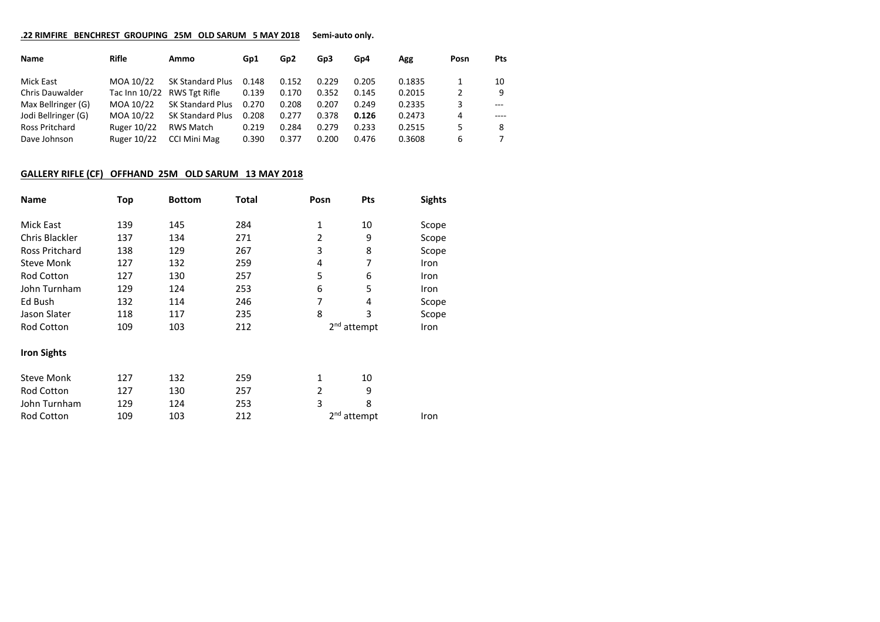**.22 RIMFIRE BENCHREST GROUPING 25M OLD SARUM 5 MAY 2018** **Semi-auto only.**

| Name | Rifle | Ammo | Gp1 | Gp2 | Gp3 | Gp4 | Agg | Posn | Pts |
|---|---|---|---|---|---|---|---|---|---|
| Mick East | MOA 10/22 | SK Standard Plus | 0.148 | 0.152 | 0.229 | 0.205 | 0.1835 | 1 | 10 |
| Chris Dauwalder | Tac Inn 10/22 | RWS Tgt Rifle | 0.139 | 0.170 | 0.352 | 0.145 | 0.2015 | 2 | 9 |
| Max Bellringer (G) | MOA 10/22 | SK Standard Plus | 0.270 | 0.208 | 0.207 | 0.249 | 0.2335 | 3 | --- |
| Jodi Bellringer (G) | MOA 10/22 | SK Standard Plus | 0.208 | 0.277 | 0.378 | **0.126** | 0.2473 | 4 | ---- |
| Ross Pritchard | Ruger 10/22 | RWS Match | 0.219 | 0.284 | 0.279 | 0.233 | 0.2515 | 5 | 8 |
| Dave Johnson | Ruger 10/22 | CCI Mini Mag | 0.390 | 0.377 | 0.200 | 0.476 | 0.3608 | 6 | 7 |

**GALLERY RIFLE (CF) OFFHAND 25M OLD SARUM 13 MAY 2018**

| Name | Top | Bottom | Total | Posn | Pts | Sights |
|---|---|---|---|---|---|---|
| Mick East | 139 | 145 | 284 | 1 | 10 | Scope |
| Chris Blackler | 137 | 134 | 271 | 2 | 9 | Scope |
| Ross Pritchard | 138 | 129 | 267 | 3 | 8 | Scope |
| Steve Monk | 127 | 132 | 259 | 4 | 7 | Iron |
| Rod Cotton | 127 | 130 | 257 | 5 | 6 | Iron |
| John Turnham | 129 | 124 | 253 | 6 | 5 | Iron |
| Ed Bush | 132 | 114 | 246 | 7 | 4 | Scope |
| Jason Slater | 118 | 117 | 235 | 8 | 3 | Scope |
| Rod Cotton | 109 | 103 | 212 | 2nd attempt | | Iron |

**Iron Sights**

| Name | Top | Bottom | Total | Posn | Pts | Sights |
|---|---|---|---|---|---|---|
| Steve Monk | 127 | 132 | 259 | 1 | 10 | |
| Rod Cotton | 127 | 130 | 257 | 2 | 9 | |
| John Turnham | 129 | 124 | 253 | 3 | 8 | |
| Rod Cotton | 109 | 103 | 212 | 2nd attempt | | Iron |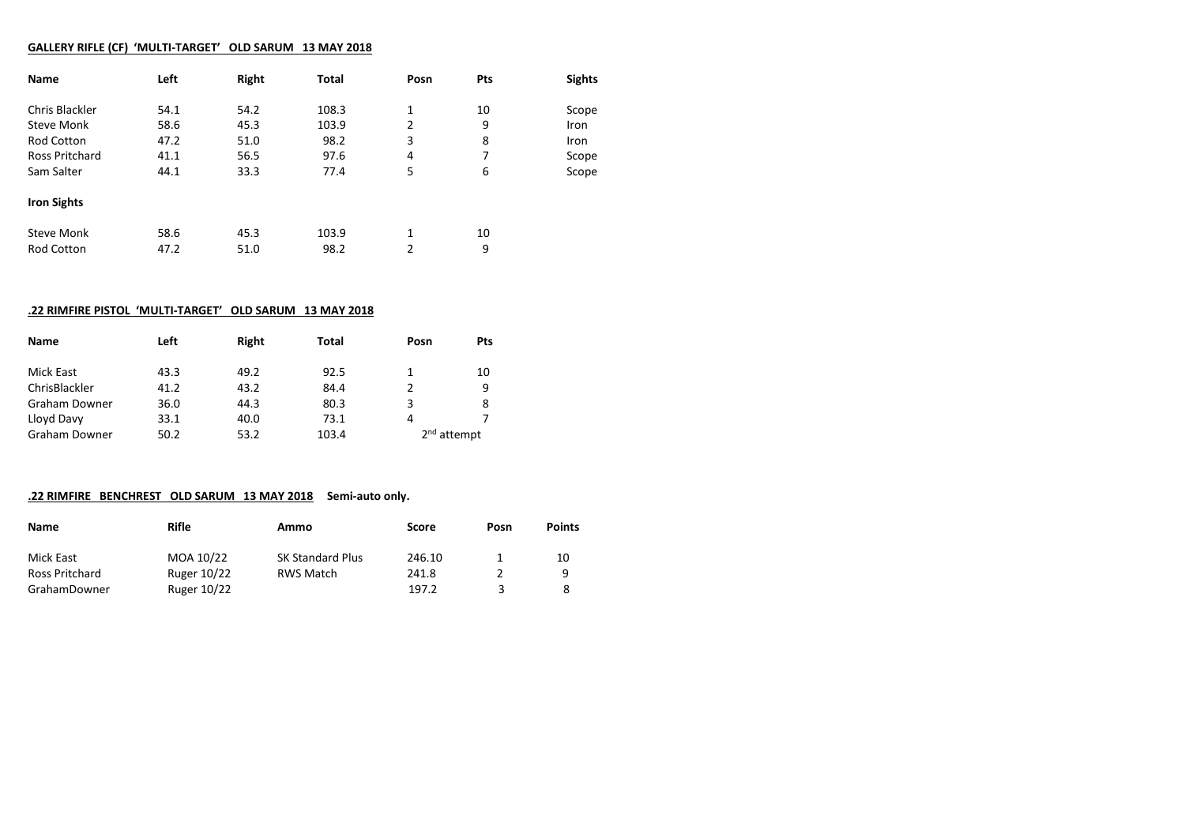**GALLERY RIFLE (CF) 'MULTI-TARGET' OLD SARUM 13 MAY 2018**

| Name | Left | Right | Total | Posn | Pts | Sights |
|---|---|---|---|---|---|---|
| Chris Blackler | 54.1 | 54.2 | 108.3 | 1 | 10 | Scope |
| Steve Monk | 58.6 | 45.3 | 103.9 | 2 | 9 | Iron |
| Rod Cotton | 47.2 | 51.0 | 98.2 | 3 | 8 | Iron |
| Ross Pritchard | 41.1 | 56.5 | 97.6 | 4 | 7 | Scope |
| Sam Salter | 44.1 | 33.3 | 77.4 | 5 | 6 | Scope |
| **Iron Sights** | | | | | | |
| Steve Monk | 58.6 | 45.3 | 103.9 | 1 | 10 | |
| Rod Cotton | 47.2 | 51.0 | 98.2 | 2 | 9 | |

**.22 RIMFIRE PISTOL 'MULTI-TARGET' OLD SARUM 13 MAY 2018**

| Name | Left | Right | Total | Posn | Pts |
|---|---|---|---|---|---|
| Mick East | 43.3 | 49.2 | 92.5 | 1 | 10 |
| ChrisBlackler | 41.2 | 43.2 | 84.4 | 2 | 9 |
| Graham Downer | 36.0 | 44.3 | 80.3 | 3 | 8 |
| Lloyd Davy | 33.1 | 40.0 | 73.1 | 4 | 7 |
| Graham Downer | 50.2 | 53.2 | 103.4 | 2nd attempt | |

**.22 RIMFIRE BENCHREST OLD SARUM 13 MAY 2018 Semi-auto only.**

| Name | Rifle | Ammo | Score | Posn | Points |
|---|---|---|---|---|---|
| Mick East | MOA 10/22 | SK Standard Plus | 246.10 | 1 | 10 |
| Ross Pritchard | Ruger 10/22 | RWS Match | 241.8 | 2 | 9 |
| GrahamDowner | Ruger 10/22 | | 197.2 | 3 | 8 |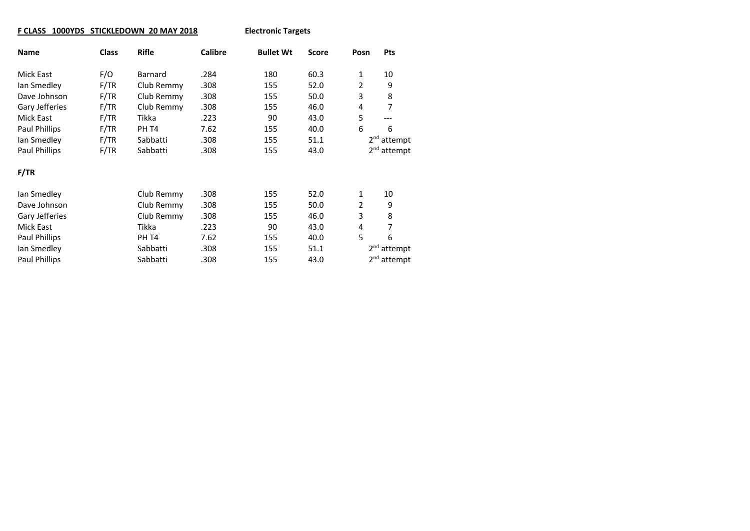**F CLASS 1000YDS STICKLEDOWN 20 MAY 2018** **Electronic Targets**

| Name | Class | Rifle | Calibre | Bullet Wt | Score | Posn | Pts |
|---|---|---|---|---|---|---|---|
| Mick East | F/O | Barnard | .284 | 180 | 60.3 | 1 | 10 |
| Ian Smedley | F/TR | Club Remmy | .308 | 155 | 52.0 | 2 | 9 |
| Dave Johnson | F/TR | Club Remmy | .308 | 155 | 50.0 | 3 | 8 |
| Gary Jefferies | F/TR | Club Remmy | .308 | 155 | 46.0 | 4 | 7 |
| Mick East | F/TR | Tikka | .223 | 90 | 43.0 | 5 | --- |
| Paul Phillips | F/TR | PH T4 | 7.62 | 155 | 40.0 | 6 | 6 |
| Ian Smedley | F/TR | Sabbatti | .308 | 155 | 51.1 | | 2nd attempt |
| Paul Phillips | F/TR | Sabbatti | .308 | 155 | 43.0 | | 2nd attempt |

**F/TR**

| Name | Rifle | Calibre | Bullet Wt | Score | Posn | Pts |
|---|---|---|---|---|---|---|
| Ian Smedley | Club Remmy | .308 | 155 | 52.0 | 1 | 10 |
| Dave Johnson | Club Remmy | .308 | 155 | 50.0 | 2 | 9 |
| Gary Jefferies | Club Remmy | .308 | 155 | 46.0 | 3 | 8 |
| Mick East | Tikka | .223 | 90 | 43.0 | 4 | 7 |
| Paul Phillips | PH T4 | 7.62 | 155 | 40.0 | 5 | 6 |
| Ian Smedley | Sabbatti | .308 | 155 | 51.1 | | 2nd attempt |
| Paul Phillips | Sabbatti | .308 | 155 | 43.0 | | 2nd attempt |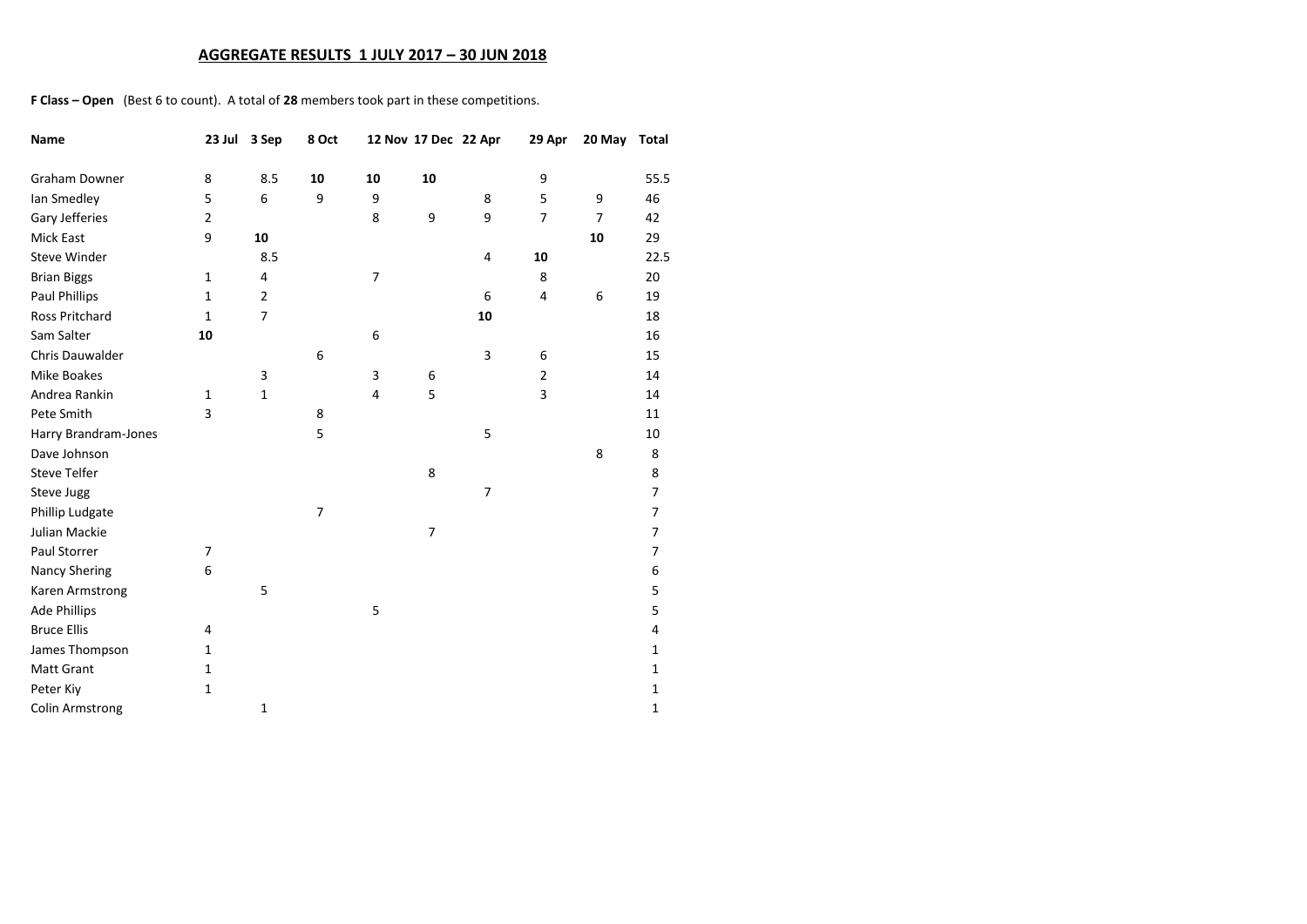## AGGREGATE RESULTS 1 JULY 2017 – 30 JUN 2018

**F Class – Open** (Best 6 to count). A total of **28** members took part in these competitions.

| Name | 23 Jul | 3 Sep | 8 Oct | 12 Nov | 17 Dec | 22 Apr | 29 Apr | 20 May | Total |
|---|---|---|---|---|---|---|---|---|---|
| Graham Downer | 8 | 8.5 | **10** | **10** | **10** | | 9 | | 55.5 |
| Ian Smedley | 5 | 6 | 9 | 9 | | 8 | 5 | 9 | 46 |
| Gary Jefferies | 2 | | | 8 | 9 | 9 | 7 | 7 | 42 |
| Mick East | 9 | **10** | | | | | | **10** | 29 |
| Steve Winder | | 8.5 | | | | 4 | **10** | | 22.5 |
| Brian Biggs | 1 | 4 | | 7 | | | 8 | | 20 |
| Paul Phillips | 1 | 2 | | | | 6 | 4 | 6 | 19 |
| Ross Pritchard | 1 | 7 | | | | **10** | | | 18 |
| Sam Salter | **10** | | | 6 | | | | | 16 |
| Chris Dauwalder | | | 6 | | | 3 | 6 | | 15 |
| Mike Boakes | | 3 | | 3 | 6 | | 2 | | 14 |
| Andrea Rankin | 1 | 1 | | 4 | 5 | | 3 | | 14 |
| Pete Smith | 3 | | 8 | | | | | | 11 |
| Harry Brandram-Jones | | | 5 | | | 5 | | | 10 |
| Dave Johnson | | | | | | | | 8 | 8 |
| Steve Telfer | | | | | 8 | | | | 8 |
| Steve Jugg | | | | | | 7 | | | 7 |
| Phillip Ludgate | | | 7 | | | | | | 7 |
| Julian Mackie | | | | | 7 | | | | 7 |
| Paul Storrer | 7 | | | | | | | | 7 |
| Nancy Shering | 6 | | | | | | | | 6 |
| Karen Armstrong | | 5 | | | | | | | 5 |
| Ade Phillips | | | | 5 | | | | | 5 |
| Bruce Ellis | 4 | | | | | | | | 4 |
| James Thompson | 1 | | | | | | | | 1 |
| Matt Grant | 1 | | | | | | | | 1 |
| Peter Kiy | 1 | | | | | | | | 1 |
| Colin Armstrong | | 1 | | | | | | | 1 |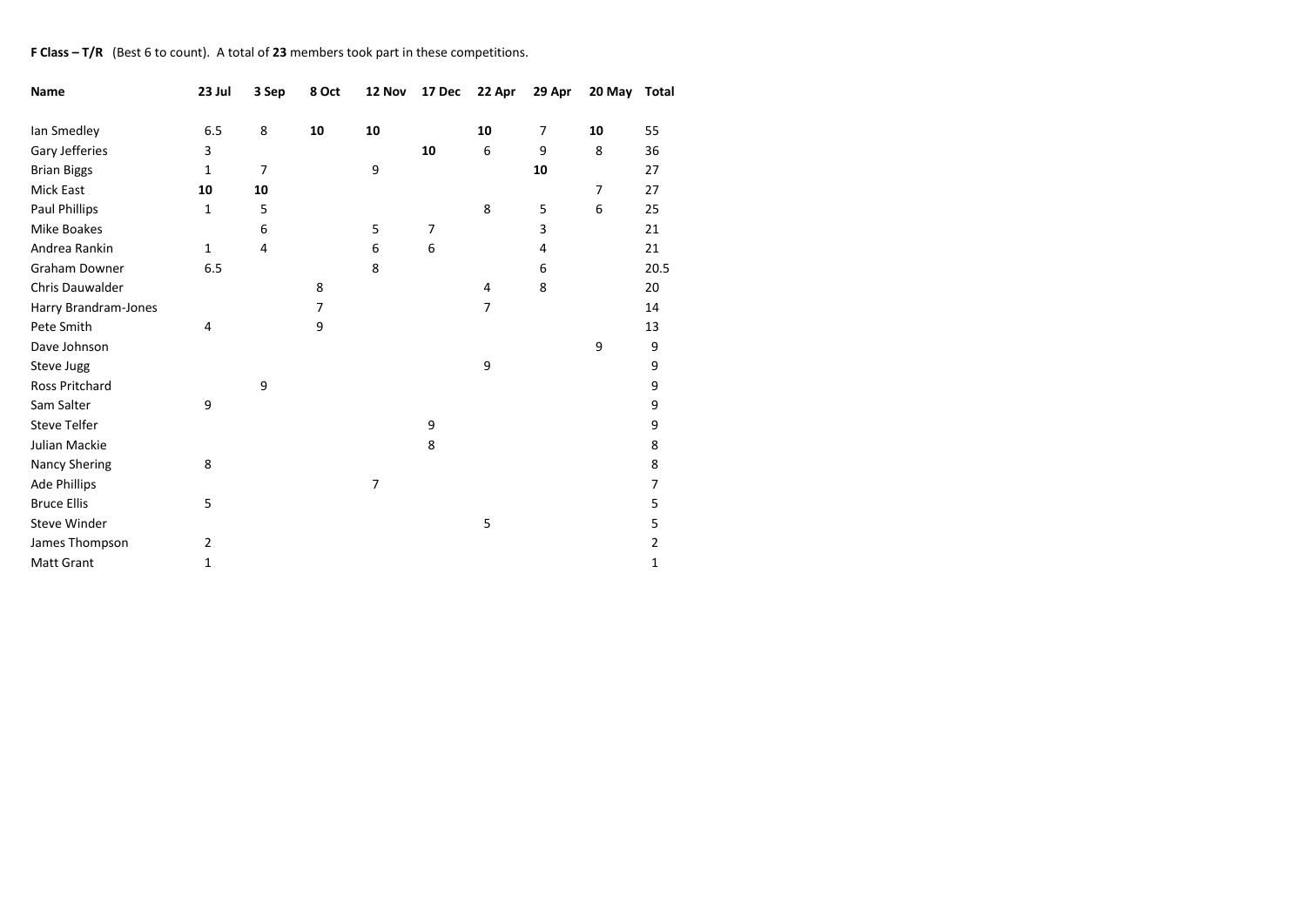**F Class – T/R** (Best 6 to count). A total of **23** members took part in these competitions.

| Name | 23 Jul | 3 Sep | 8 Oct | 12 Nov | 17 Dec | 22 Apr | 29 Apr | 20 May | Total |
|---|---|---|---|---|---|---|---|---|---|
| Ian Smedley | 6.5 | 8 | **10** | **10** | | **10** | 7 | **10** | 55 |
| Gary Jefferies | 3 | | | | **10** | 6 | 9 | 8 | 36 |
| Brian Biggs | 1 | 7 | | 9 | | | **10** | | 27 |
| Mick East | **10** | **10** | | | | | | 7 | 27 |
| Paul Phillips | 1 | 5 | | | | 8 | 5 | 6 | 25 |
| Mike Boakes | | 6 | | 5 | 7 | | 3 | | 21 |
| Andrea Rankin | 1 | 4 | | 6 | 6 | | 4 | | 21 |
| Graham Downer | 6.5 | | | 8 | | | 6 | | 20.5 |
| Chris Dauwalder | | | 8 | | | 4 | 8 | | 20 |
| Harry Brandram-Jones | | | 7 | | | 7 | | | 14 |
| Pete Smith | 4 | | 9 | | | | | | 13 |
| Dave Johnson | | | | | | | | 9 | 9 |
| Steve Jugg | | | | | | 9 | | | 9 |
| Ross Pritchard | | 9 | | | | | | | 9 |
| Sam Salter | 9 | | | | | | | | 9 |
| Steve Telfer | | | | | 9 | | | | 9 |
| Julian Mackie | | | | | 8 | | | | 8 |
| Nancy Shering | 8 | | | | | | | | 8 |
| Ade Phillips | | | | 7 | | | | | 7 |
| Bruce Ellis | 5 | | | | | | | | 5 |
| Steve Winder | | | | | | 5 | | | 5 |
| James Thompson | 2 | | | | | | | | 2 |
| Matt Grant | 1 | | | | | | | | 1 |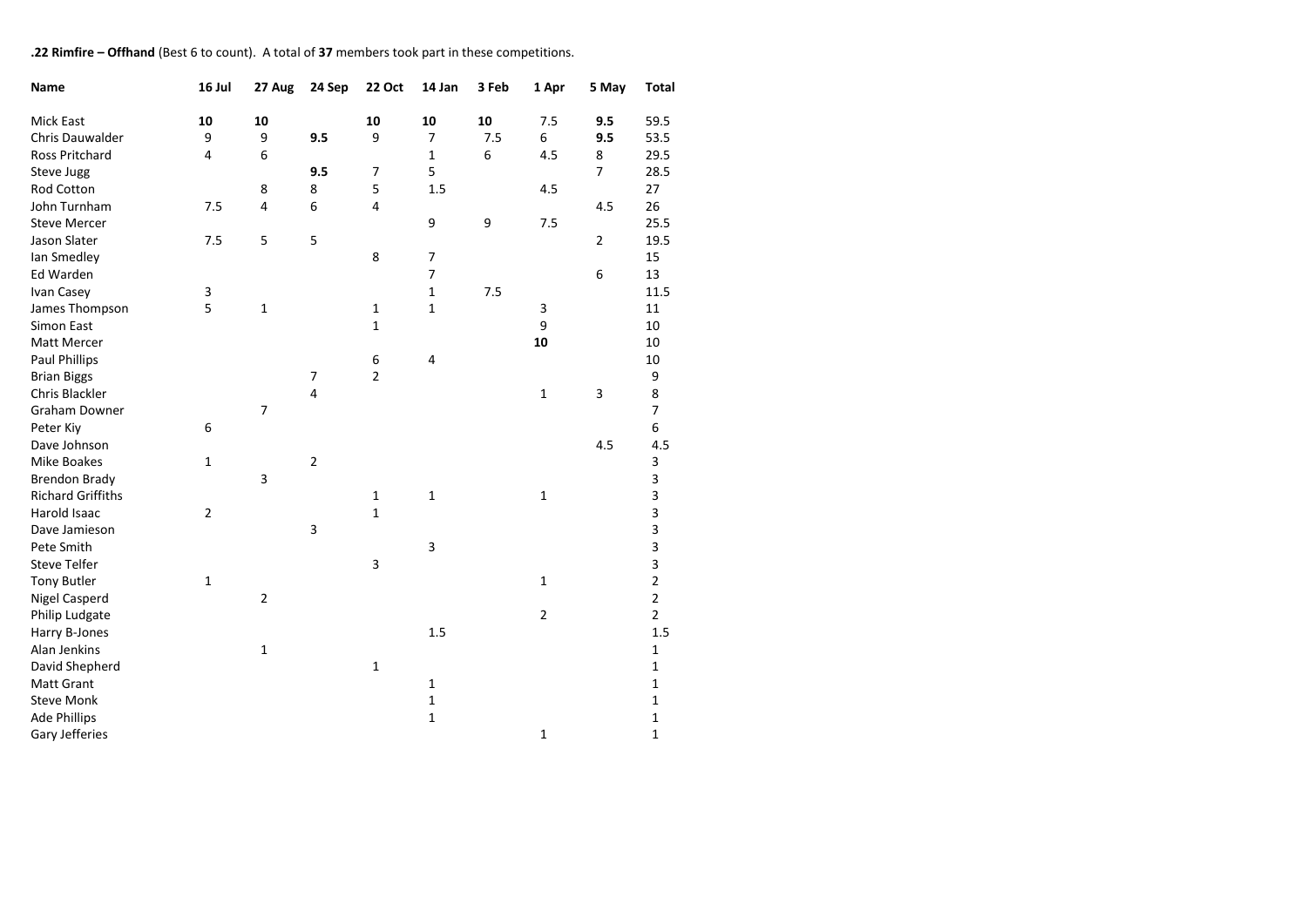**.22 Rimfire – Offhand** (Best 6 to count). A total of **37** members took part in these competitions.

| Name | 16 Jul | 27 Aug | 24 Sep | 22 Oct | 14 Jan | 3 Feb | 1 Apr | 5 May | Total |
|---|---|---|---|---|---|---|---|---|---|
| Mick East | **10** | **10** | | **10** | **10** | **10** | 7.5 | **9.5** | 59.5 |
| Chris Dauwalder | 9 | 9 | **9.5** | 9 | 7 | 7.5 | 6 | **9.5** | 53.5 |
| Ross Pritchard | 4 | 6 | | | 1 | 6 | 4.5 | 8 | 29.5 |
| Steve Jugg | | | **9.5** | 7 | 5 | | | 7 | 28.5 |
| Rod Cotton | | 8 | 8 | 5 | 1.5 | | 4.5 | | 27 |
| John Turnham | 7.5 | 4 | 6 | 4 | | | | 4.5 | 26 |
| Steve Mercer | | | | | 9 | 9 | 7.5 | | 25.5 |
| Jason Slater | 7.5 | 5 | 5 | | | | | 2 | 19.5 |
| Ian Smedley | | | | 8 | 7 | | | | 15 |
| Ed Warden | | | | | 7 | | | 6 | 13 |
| Ivan Casey | 3 | | | | 1 | 7.5 | | | 11.5 |
| James Thompson | 5 | 1 | | 1 | 1 | | 3 | | 11 |
| Simon East | | | | 1 | | | 9 | | 10 |
| Matt Mercer | | | | | | | **10** | | 10 |
| Paul Phillips | | | | 6 | 4 | | | | 10 |
| Brian Biggs | | | 7 | 2 | | | | | 9 |
| Chris Blackler | | | 4 | | | | 1 | 3 | 8 |
| Graham Downer | | 7 | | | | | | | 7 |
| Peter Kiy | 6 | | | | | | | | 6 |
| Dave Johnson | | | | | | | | 4.5 | 4.5 |
| Mike Boakes | 1 | | 2 | | | | | | 3 |
| Brendon Brady | | 3 | | | | | | | 3 |
| Richard Griffiths | | | | 1 | 1 | | 1 | | 3 |
| Harold Isaac | 2 | | | 1 | | | | | 3 |
| Dave Jamieson | | | 3 | | | | | | 3 |
| Pete Smith | | | | | 3 | | | | 3 |
| Steve Telfer | | | | 3 | | | | | 3 |
| Tony Butler | 1 | | | | | | 1 | | 2 |
| Nigel Casperd | | 2 | | | | | | | 2 |
| Philip Ludgate | | | | | | | 2 | | 2 |
| Harry B-Jones | | | | | 1.5 | | | | 1.5 |
| Alan Jenkins | | 1 | | | | | | | 1 |
| David Shepherd | | | | 1 | | | | | 1 |
| Matt Grant | | | | | 1 | | | | 1 |
| Steve Monk | | | | | 1 | | | | 1 |
| Ade Phillips | | | | | 1 | | | | 1 |
| Gary Jefferies | | | | | | | 1 | | 1 |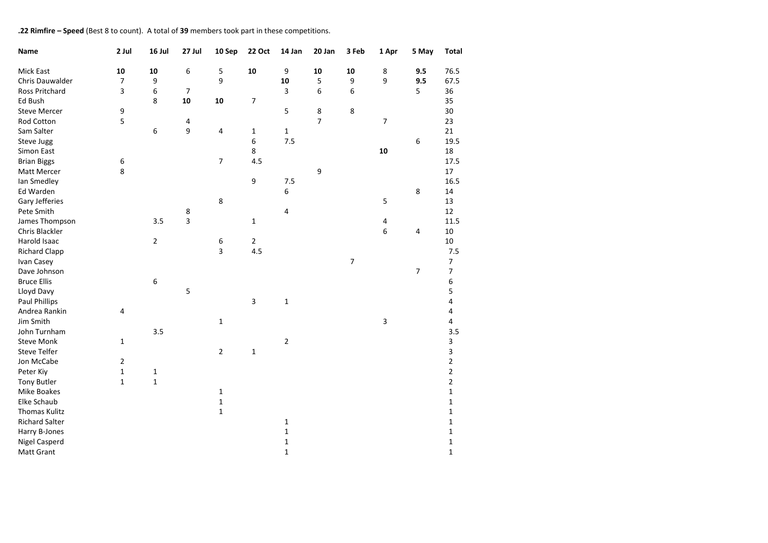**.22 Rimfire – Speed** (Best 8 to count). A total of **39** members took part in these competitions.

| Name | 2 Jul | 16 Jul | 27 Jul | 10 Sep | 22 Oct | 14 Jan | 20 Jan | 3 Feb | 1 Apr | 5 May | Total |
|---|---|---|---|---|---|---|---|---|---|---|---|
| Mick East | **10** | **10** | 6 | 5 | **10** | 9 | **10** | **10** | 8 | **9.5** | 76.5 |
| Chris Dauwalder | 7 | 9 | | 9 | | **10** | 5 | 9 | 9 | **9.5** | 67.5 |
| Ross Pritchard | 3 | 6 | 7 | | | 3 | 6 | 6 | | 5 | 36 |
| Ed Bush | | 8 | **10** | **10** | 7 | | | | | | 35 |
| Steve Mercer | 9 | | | | | 5 | 8 | 8 | | | 30 |
| Rod Cotton | 5 | | 4 | | | | 7 | | 7 | | 23 |
| Sam Salter | | 6 | 9 | 4 | 1 | 1 | | | | | 21 |
| Steve Jugg | | | | | 6 | 7.5 | | | | 6 | 19.5 |
| Simon East | | | | | 8 | | | | **10** | | 18 |
| Brian Biggs | 6 | | | 7 | 4.5 | | | | | | 17.5 |
| Matt Mercer | 8 | | | | | | 9 | | | | 17 |
| Ian Smedley | | | | | 9 | 7.5 | | | | | 16.5 |
| Ed Warden | | | | | | 6 | | | | 8 | 14 |
| Gary Jefferies | | | | 8 | | | | | 5 | | 13 |
| Pete Smith | | | 8 | | | 4 | | | | | 12 |
| James Thompson | | 3.5 | 3 | | 1 | | | | 4 | | 11.5 |
| Chris Blackler | | | | | | | | | 6 | 4 | 10 |
| Harold Isaac | | 2 | | 6 | 2 | | | | | | 10 |
| Richard Clapp | | | | 3 | 4.5 | | | | | | 7.5 |
| Ivan Casey | | | | | | | | 7 | | | 7 |
| Dave Johnson | | | | | | | | | | 7 | 7 |
| Bruce Ellis | | 6 | | | | | | | | | 6 |
| Lloyd Davy | | | 5 | | | | | | | | 5 |
| Paul Phillips | | | | | 3 | 1 | | | | | 4 |
| Andrea Rankin | 4 | | | | | | | | | | 4 |
| Jim Smith | | | | 1 | | | | | 3 | | 4 |
| John Turnham | | 3.5 | | | | | | | | | 3.5 |
| Steve Monk | 1 | | | | | 2 | | | | | 3 |
| Steve Telfer | | | | 2 | 1 | | | | | | 3 |
| Jon McCabe | 2 | | | | | | | | | | 2 |
| Peter Kiy | 1 | 1 | | | | | | | | | 2 |
| Tony Butler | 1 | 1 | | | | | | | | | 2 |
| Mike Boakes | | | | 1 | | | | | | | 1 |
| Elke Schaub | | | | 1 | | | | | | | 1 |
| Thomas Kulitz | | | | 1 | | | | | | | 1 |
| Richard Salter | | | | | | 1 | | | | | 1 |
| Harry B-Jones | | | | | | 1 | | | | | 1 |
| Nigel Casperd | | | | | | 1 | | | | | 1 |
| Matt Grant | | | | | | 1 | | | | | 1 |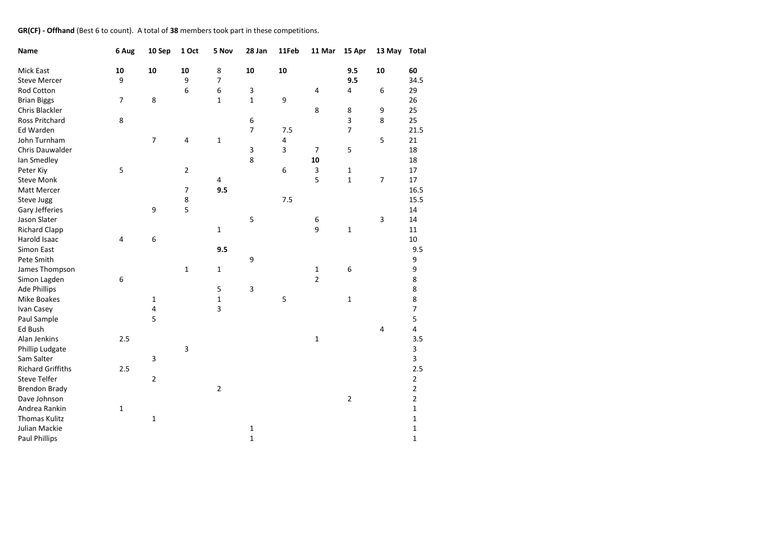**GR(CF) - Offhand** (Best 6 to count). A total of **38** members took part in these competitions.

| Name | 6 Aug | 10 Sep | 1 Oct | 5 Nov | 28 Jan | 11Feb | 11 Mar | 15 Apr | 13 May | Total |
|---|---|---|---|---|---|---|---|---|---|---|
| Mick East | **10** | **10** | **10** | 8 | **10** | **10** | | **9.5** | **10** | **60** |
| Steve Mercer | 9 | | 9 | 7 | | | | **9.5** | | 34.5 |
| Rod Cotton | | | 6 | 6 | 3 | | 4 | 4 | 6 | 29 |
| Brian Biggs | 7 | 8 | | 1 | 1 | 9 | | | | 26 |
| Chris Blackler | | | | | | | 8 | 8 | 9 | 25 |
| Ross Pritchard | 8 | | | | 6 | | | 3 | 8 | 25 |
| Ed Warden | | | | | 7 | 7.5 | | 7 | | 21.5 |
| John Turnham | | 7 | 4 | 1 | | 4 | | | 5 | 21 |
| Chris Dauwalder | | | | | 3 | 3 | 7 | 5 | | 18 |
| Ian Smedley | | | | | 8 | | **10** | | | 18 |
| Peter Kiy | 5 | | 2 | | | 6 | 3 | 1 | | 17 |
| Steve Monk | | | | 4 | | | 5 | 1 | 7 | 17 |
| Matt Mercer | | | 7 | **9.5** | | | | | | 16.5 |
| Steve Jugg | | | 8 | | | 7.5 | | | | 15.5 |
| Gary Jefferies | | 9 | 5 | | | | | | | 14 |
| Jason Slater | | | | | 5 | | 6 | | 3 | 14 |
| Richard Clapp | | | | 1 | | | 9 | 1 | | 11 |
| Harold Isaac | 4 | 6 | | | | | | | | 10 |
| Simon East | | | | **9.5** | | | | | | 9.5 |
| Pete Smith | | | | | 9 | | | | | 9 |
| James Thompson | | | 1 | 1 | | | 1 | 6 | | 9 |
| Simon Lagden | 6 | | | | | | 2 | | | 8 |
| Ade Phillips | | | | 5 | 3 | | | | | 8 |
| Mike Boakes | | 1 | | 1 | | 5 | | 1 | | 8 |
| Ivan Casey | | 4 | | 3 | | | | | | 7 |
| Paul Sample | | 5 | | | | | | | | 5 |
| Ed Bush | | | | | | | | | 4 | 4 |
| Alan Jenkins | 2.5 | | | | | | 1 | | | 3.5 |
| Phillip Ludgate | | | 3 | | | | | | | 3 |
| Sam Salter | | 3 | | | | | | | | 3 |
| Richard Griffiths | 2.5 | | | | | | | | | 2.5 |
| Steve Telfer | | 2 | | | | | | | | 2 |
| Brendon Brady | | | | 2 | | | | | | 2 |
| Dave Johnson | | | | | | | | 2 | | 2 |
| Andrea Rankin | 1 | | | | | | | | | 1 |
| Thomas Kulitz | | 1 | | | | | | | | 1 |
| Julian Mackie | | | | | 1 | | | | | 1 |
| Paul Phillips | | | | | 1 | | | | | 1 |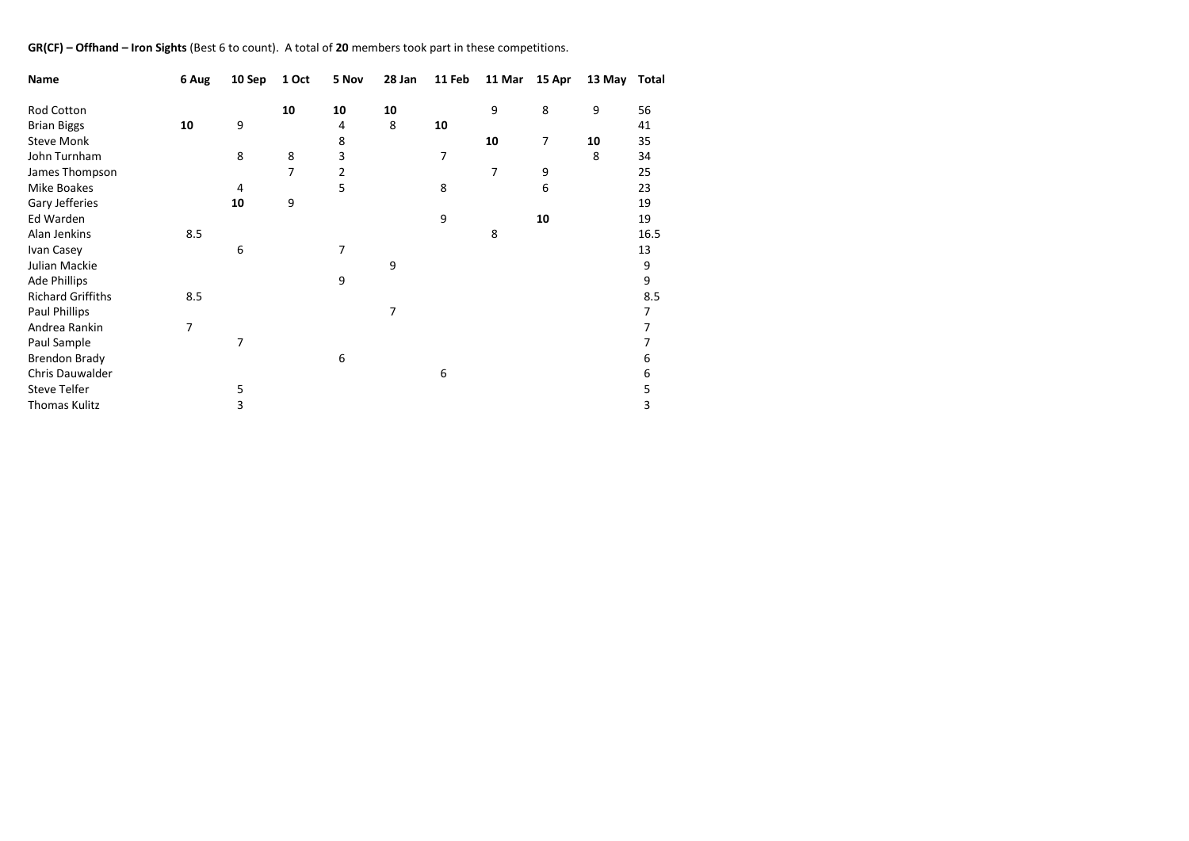**GR(CF) – Offhand – Iron Sights** (Best 6 to count). A total of **20** members took part in these competitions.

| Name | 6 Aug | 10 Sep | 1 Oct | 5 Nov | 28 Jan | 11 Feb | 11 Mar | 15 Apr | 13 May | Total |
|---|---|---|---|---|---|---|---|---|---|---|
| Rod Cotton | | | **10** | **10** | **10** | | 9 | 8 | 9 | 56 |
| Brian Biggs | **10** | 9 | | 4 | 8 | **10** | | | | 41 |
| Steve Monk | | | | 8 | | | **10** | 7 | **10** | 35 |
| John Turnham | | 8 | 8 | 3 | | 7 | | | 8 | 34 |
| James Thompson | | | 7 | 2 | | | 7 | 9 | | 25 |
| Mike Boakes | | 4 | | 5 | | 8 | | 6 | | 23 |
| Gary Jefferies | | **10** | 9 | | | | | | | 19 |
| Ed Warden | | | | | | 9 | | **10** | | 19 |
| Alan Jenkins | 8.5 | | | | | | 8 | | | 16.5 |
| Ivan Casey | | 6 | | 7 | | | | | | 13 |
| Julian Mackie | | | | | 9 | | | | | 9 |
| Ade Phillips | | | | 9 | | | | | | 9 |
| Richard Griffiths | 8.5 | | | | | | | | | 8.5 |
| Paul Phillips | | | | | 7 | | | | | 7 |
| Andrea Rankin | 7 | | | | | | | | | 7 |
| Paul Sample | | 7 | | | | | | | | 7 |
| Brendon Brady | | | | 6 | | | | | | 6 |
| Chris Dauwalder | | | | | | 6 | | | | 6 |
| Steve Telfer | | 5 | | | | | | | | 5 |
| Thomas Kulitz | | 3 | | | | | | | | 3 |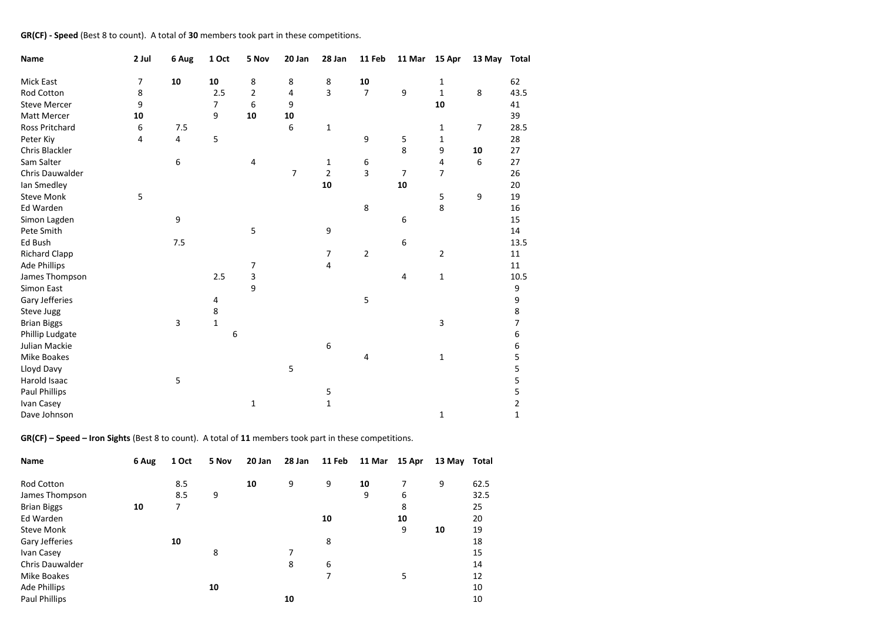**GR(CF) - Speed** (Best 8 to count). A total of **30** members took part in these competitions.

| Name | 2 Jul | 6 Aug | 1 Oct | 5 Nov | 20 Jan | 28 Jan | 11 Feb | 11 Mar | 15 Apr | 13 May | Total |
|---|---|---|---|---|---|---|---|---|---|---|---|
| Mick East | 7 | **10** | **10** | 8 | 8 | 8 | **10** | | 1 | | 62 |
| Rod Cotton | 8 | | 2.5 | 2 | 4 | 3 | 7 | 9 | 1 | 8 | 43.5 |
| Steve Mercer | 9 | | 7 | 6 | 9 | | | | **10** | | 41 |
| Matt Mercer | **10** | | 9 | **10** | **10** | | | | | | 39 |
| Ross Pritchard | 6 | 7.5 | | | 6 | 1 | | | 1 | 7 | 28.5 |
| Peter Kiy | 4 | 4 | 5 | | | | 9 | 5 | 1 | | 28 |
| Chris Blackler | | | | | | | | 8 | 9 | **10** | 27 |
| Sam Salter | | 6 | | 4 | | 1 | 6 | | 4 | 6 | 27 |
| Chris Dauwalder | | | | | 7 | 2 | 3 | 7 | 7 | | 26 |
| Ian Smedley | | | | | | **10** | | **10** | | | 20 |
| Steve Monk | 5 | | | | | | | | 5 | 9 | 19 |
| Ed Warden | | | | | | | 8 | | 8 | | 16 |
| Simon Lagden | | 9 | | | | | | 6 | | | 15 |
| Pete Smith | | | | 5 | | 9 | | | | | 14 |
| Ed Bush | | 7.5 | | | | | | 6 | | | 13.5 |
| Richard Clapp | | | | | | 7 | 2 | | 2 | | 11 |
| Ade Phillips | | | | 7 | | 4 | | | | | 11 |
| James Thompson | | | 2.5 | 3 | | | | 4 | 1 | | 10.5 |
| Simon East | | | | 9 | | | | | | | 9 |
| Gary Jefferies | | | 4 | | | | 5 | | | | 9 |
| Steve Jugg | | | 8 | | | | | | | | 8 |
| Brian Biggs | | 3 | 1 | | | | | | 3 | | 7 |
| Phillip Ludgate | | | 6 | | | | | | | | 6 |
| Julian Mackie | | | | | | 6 | | | | | 6 |
| Mike Boakes | | | | | | | 4 | | 1 | | 5 |
| Lloyd Davy | | | | | 5 | | | | | | 5 |
| Harold Isaac | | 5 | | | | | | | | | 5 |
| Paul Phillips | | | | | | 5 | | | | | 5 |
| Ivan Casey | | | | 1 | | 1 | | | | | 2 |
| Dave Johnson | | | | | | | | | 1 | | 1 |

**GR(CF) – Speed – Iron Sights** (Best 8 to count). A total of **11** members took part in these competitions.

| Name | 6 Aug | 1 Oct | 5 Nov | 20 Jan | 28 Jan | 11 Feb | 11 Mar | 15 Apr | 13 May | Total |
|---|---|---|---|---|---|---|---|---|---|---|
| Rod Cotton | | 8.5 | | **10** | 9 | 9 | **10** | 7 | 9 | 62.5 |
| James Thompson | | 8.5 | 9 | | | | 9 | 6 | | 32.5 |
| Brian Biggs | **10** | 7 | | | | | | 8 | | 25 |
| Ed Warden | | | | | | **10** | | **10** | | 20 |
| Steve Monk | | | | | | | | 9 | **10** | 19 |
| Gary Jefferies | | **10** | | | | 8 | | | | 18 |
| Ivan Casey | | | 8 | | 7 | | | | | 15 |
| Chris Dauwalder | | | | | 8 | 6 | | | | 14 |
| Mike Boakes | | | | | | 7 | | 5 | | 12 |
| Ade Phillips | | | **10** | | | | | | | 10 |
| Paul Phillips | | | | | **10** | | | | | 10 |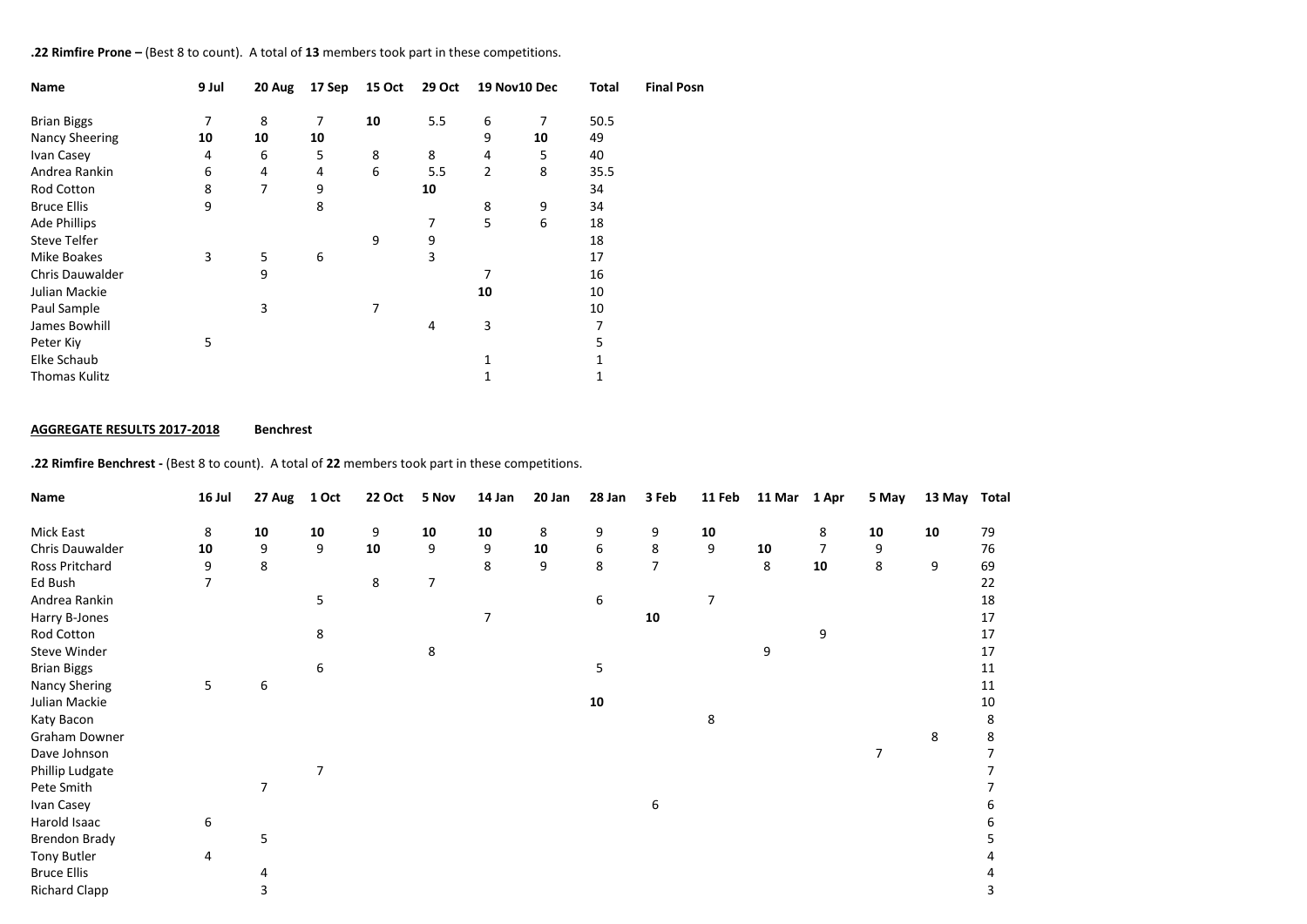**.22 Rimfire Prone –** (Best 8 to count). A total of **13** members took part in these competitions.

| Name | 9 Jul | 20 Aug | 17 Sep | 15 Oct | 29 Oct | 19 Nov | 10 Dec | Total | Final Posn |
|---|---|---|---|---|---|---|---|---|---|
| Brian Biggs | 7 | 8 | 7 | **10** | 5.5 | 6 | 7 | 50.5 | |
| Nancy Sheering | **10** | **10** | **10** | | | 9 | **10** | 49 | |
| Ivan Casey | 4 | 6 | 5 | 8 | 8 | 4 | 5 | 40 | |
| Andrea Rankin | 6 | 4 | 4 | 6 | 5.5 | 2 | 8 | 35.5 | |
| Rod Cotton | 8 | 7 | 9 | | **10** | | | 34 | |
| Bruce Ellis | 9 | | 8 | | | 8 | 9 | 34 | |
| Ade Phillips | | | | | 7 | 5 | 6 | 18 | |
| Steve Telfer | | | | 9 | 9 | | | 18 | |
| Mike Boakes | 3 | 5 | 6 | | 3 | | | 17 | |
| Chris Dauwalder | | 9 | | | | 7 | | 16 | |
| Julian Mackie | | | | | | **10** | | 10 | |
| Paul Sample | | 3 | | 7 | | | | 10 | |
| James Bowhill | | | | | 4 | 3 | | 7 | |
| Peter Kiy | 5 | | | | | | | 5 | |
| Elke Schaub | | | | | | 1 | | 1 | |
| Thomas Kulitz | | | | | | 1 | | 1 | |

**AGGREGATE RESULTS 2017-2018** **Benchrest**

**.22 Rimfire Benchrest -** (Best 8 to count). A total of **22** members took part in these competitions.

| Name | 16 Jul | 27 Aug | 1 Oct | 22 Oct | 5 Nov | 14 Jan | 20 Jan | 28 Jan | 3 Feb | 11 Feb | 11 Mar | 1 Apr | 5 May | 13 May | Total |
|---|---|---|---|---|---|---|---|---|---|---|---|---|---|---|---|
| Mick East | 8 | **10** | **10** | 9 | **10** | **10** | 8 | 9 | 9 | **10** | | 8 | **10** | **10** | 79 |
| Chris Dauwalder | **10** | 9 | 9 | **10** | 9 | 9 | **10** | 6 | 8 | 9 | **10** | 7 | 9 | | 76 |
| Ross Pritchard | 9 | 8 | | | | 8 | 9 | 8 | 7 | | 8 | **10** | 8 | 9 | 69 |
| Ed Bush | 7 | | | 8 | 7 | | | | | | | | | | 22 |
| Andrea Rankin | | | 5 | | | | | 6 | | 7 | | | | | 18 |
| Harry B-Jones | | | | | | 7 | | | **10** | | | | | | 17 |
| Rod Cotton | | | 8 | | | | | | | | | 9 | | | 17 |
| Steve Winder | | | | | 8 | | | | | | 9 | | | | 17 |
| Brian Biggs | | | 6 | | | | | 5 | | | | | | | 11 |
| Nancy Shering | 5 | 6 | | | | | | | | | | | | | 11 |
| Julian Mackie | | | | | | | | **10** | | | | | | | 10 |
| Katy Bacon | | | | | | | | | | 8 | | | | | 8 |
| Graham Downer | | | | | | | | | | | | | | 8 | 8 |
| Dave Johnson | | | | | | | | | | | | | 7 | | 7 |
| Phillip Ludgate | | | 7 | | | | | | | | | | | | 7 |
| Pete Smith | | 7 | | | | | | | | | | | | | 7 |
| Ivan Casey | | | | | | | | | 6 | | | | | | 6 |
| Harold Isaac | 6 | | | | | | | | | | | | | | 6 |
| Brendon Brady | | 5 | | | | | | | | | | | | | 5 |
| Tony Butler | 4 | | | | | | | | | | | | | | 4 |
| Bruce Ellis | | 4 | | | | | | | | | | | | | 4 |
| Richard Clapp | | 3 | | | | | | | | | | | | | 3 |